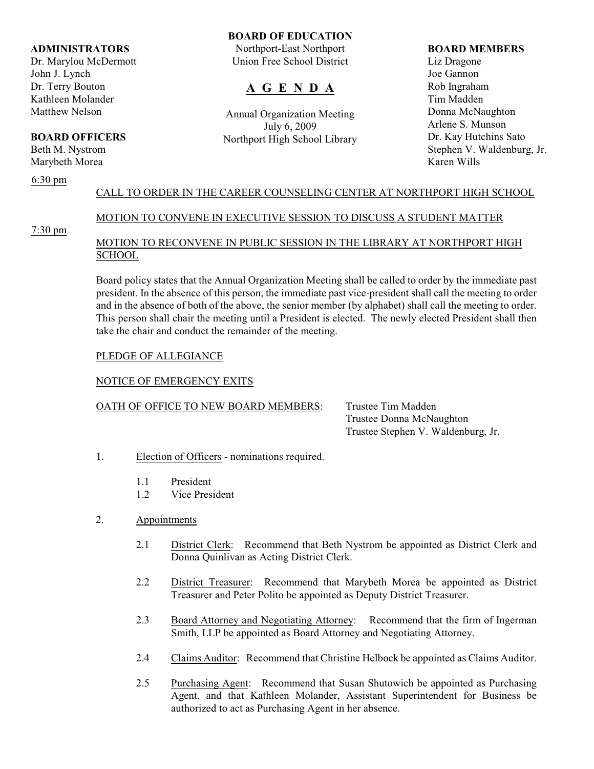**ADMINISTRATORS**
Dr. Marylou McDermott
John J. Lynch
Dr. Terry Bouton
Kathleen Molander
Matthew Nelson

**BOARD OFFICERS**
Beth M. Nystrom
Marybeth Morea

**BOARD OF EDUCATION**
Northport-East Northport
Union Free School District

# A G E N D A

Annual Organization Meeting
July 6, 2009
Northport High School Library

**BOARD MEMBERS**
Liz Dragone
Joe Gannon
Rob Ingraham
Tim Madden
Donna McNaughton
Arlene S. Munson
Dr. Kay Hutchins Sato
Stephen V. Waldenburg, Jr.
Karen Wills

6:30 pm

CALL TO ORDER IN THE CAREER COUNSELING CENTER AT NORTHPORT HIGH SCHOOL

MOTION TO CONVENE IN EXECUTIVE SESSION TO DISCUSS A STUDENT MATTER

7:30 pm

MOTION TO RECONVENE IN PUBLIC SESSION IN THE LIBRARY AT NORTHPORT HIGH SCHOOL

Board policy states that the Annual Organization Meeting shall be called to order by the immediate past president. In the absence of this person, the immediate past vice-president shall call the meeting to order and in the absence of both of the above, the senior member (by alphabet) shall call the meeting to order. This person shall chair the meeting until a President is elected. The newly elected President shall then take the chair and conduct the remainder of the meeting.

PLEDGE OF ALLEGIANCE

NOTICE OF EMERGENCY EXITS

OATH OF OFFICE TO NEW BOARD MEMBERS: Trustee Tim Madden
Trustee Donna McNaughton
Trustee Stephen V. Waldenburg, Jr.

1. Election of Officers - nominations required.

   1.1 President
   1.2 Vice President

2. Appointments

   2.1 District Clerk: Recommend that Beth Nystrom be appointed as District Clerk and Donna Quinlivan as Acting District Clerk.

   2.2 District Treasurer: Recommend that Marybeth Morea be appointed as District Treasurer and Peter Polito be appointed as Deputy District Treasurer.

   2.3 Board Attorney and Negotiating Attorney: Recommend that the firm of Ingerman Smith, LLP be appointed as Board Attorney and Negotiating Attorney.

   2.4 Claims Auditor: Recommend that Christine Helbock be appointed as Claims Auditor.

   2.5 Purchasing Agent: Recommend that Susan Shutowich be appointed as Purchasing Agent, and that Kathleen Molander, Assistant Superintendent for Business be authorized to act as Purchasing Agent in her absence.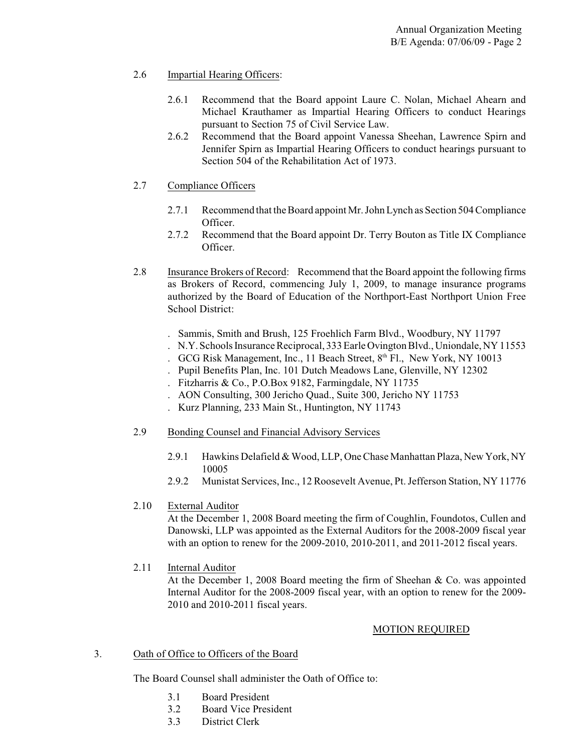2.6 Impartial Hearing Officers:

2.6.1 Recommend that the Board appoint Laure C. Nolan, Michael Ahearn and Michael Krauthamer as Impartial Hearing Officers to conduct Hearings pursuant to Section 75 of Civil Service Law.

2.6.2 Recommend that the Board appoint Vanessa Sheehan, Lawrence Spirn and Jennifer Spirn as Impartial Hearing Officers to conduct hearings pursuant to Section 504 of the Rehabilitation Act of 1973.

2.7 Compliance Officers

2.7.1 Recommend that the Board appoint Mr. John Lynch as Section 504 Compliance Officer.

2.7.2 Recommend that the Board appoint Dr. Terry Bouton as Title IX Compliance Officer.

2.8 Insurance Brokers of Record: Recommend that the Board appoint the following firms as Brokers of Record, commencing July 1, 2009, to manage insurance programs authorized by the Board of Education of the Northport-East Northport Union Free School District:

- Sammis, Smith and Brush, 125 Froehlich Farm Blvd., Woodbury, NY 11797
- N.Y. Schools Insurance Reciprocal, 333 Earle Ovington Blvd., Uniondale, NY 11553
- GCG Risk Management, Inc., 11 Beach Street, 8th Fl., New York, NY 10013
- Pupil Benefits Plan, Inc. 101 Dutch Meadows Lane, Glenville, NY 12302
- Fitzharris & Co., P.O.Box 9182, Farmingdale, NY 11735
- AON Consulting, 300 Jericho Quad., Suite 300, Jericho NY 11753
- Kurz Planning, 233 Main St., Huntington, NY 11743

2.9 Bonding Counsel and Financial Advisory Services

2.9.1 Hawkins Delafield & Wood, LLP, One Chase Manhattan Plaza, New York, NY 10005

2.9.2 Munistat Services, Inc., 12 Roosevelt Avenue, Pt. Jefferson Station, NY 11776

2.10 External Auditor

At the December 1, 2008 Board meeting the firm of Coughlin, Foundotos, Cullen and Danowski, LLP was appointed as the External Auditors for the 2008-2009 fiscal year with an option to renew for the 2009-2010, 2010-2011, and 2011-2012 fiscal years.

2.11 Internal Auditor

At the December 1, 2008 Board meeting the firm of Sheehan & Co. was appointed Internal Auditor for the 2008-2009 fiscal year, with an option to renew for the 2009-2010 and 2010-2011 fiscal years.

MOTION REQUIRED

3. Oath of Office to Officers of the Board

The Board Counsel shall administer the Oath of Office to:

3.1 Board President

3.2 Board Vice President

3.3 District Clerk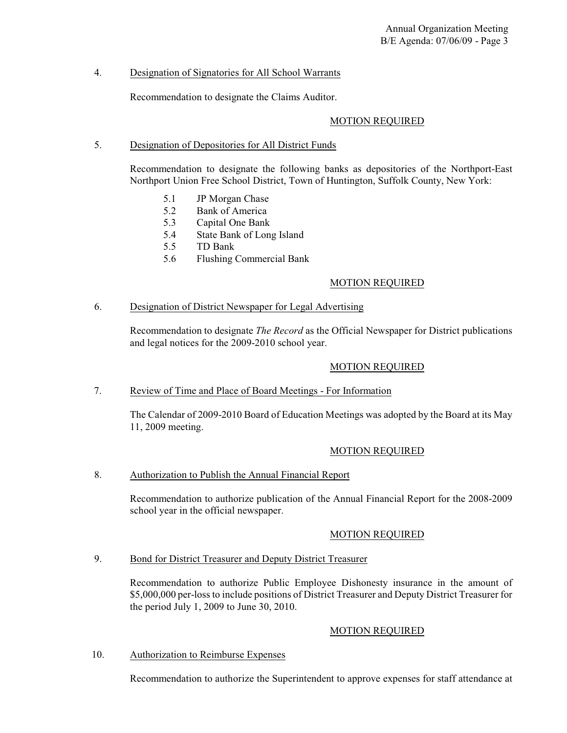4. <u>Designation of Signatories for All School Warrants</u>

Recommendation to designate the Claims Auditor.

MOTION REQUIRED

5. <u>Designation of Depositories for All District Funds</u>

Recommendation to designate the following banks as depositories of the Northport-East Northport Union Free School District, Town of Huntington, Suffolk County, New York:

- 5.1 JP Morgan Chase
- 5.2 Bank of America
- 5.3 Capital One Bank
- 5.4 State Bank of Long Island
- 5.5 TD Bank
- 5.6 Flushing Commercial Bank

MOTION REQUIRED

6. <u>Designation of District Newspaper for Legal Advertising</u>

Recommendation to designate *The Record* as the Official Newspaper for District publications and legal notices for the 2009-2010 school year.

MOTION REQUIRED

7. <u>Review of Time and Place of Board Meetings - For Information</u>

The Calendar of 2009-2010 Board of Education Meetings was adopted by the Board at its May 11, 2009 meeting.

MOTION REQUIRED

8. <u>Authorization to Publish the Annual Financial Report</u>

Recommendation to authorize publication of the Annual Financial Report for the 2008-2009 school year in the official newspaper.

MOTION REQUIRED

9. <u>Bond for District Treasurer and Deputy District Treasurer</u>

Recommendation to authorize Public Employee Dishonesty insurance in the amount of $5,000,000 per-loss to include positions of District Treasurer and Deputy District Treasurer for the period July 1, 2009 to June 30, 2010.

MOTION REQUIRED

10. <u>Authorization to Reimburse Expenses</u>

Recommendation to authorize the Superintendent to approve expenses for staff attendance at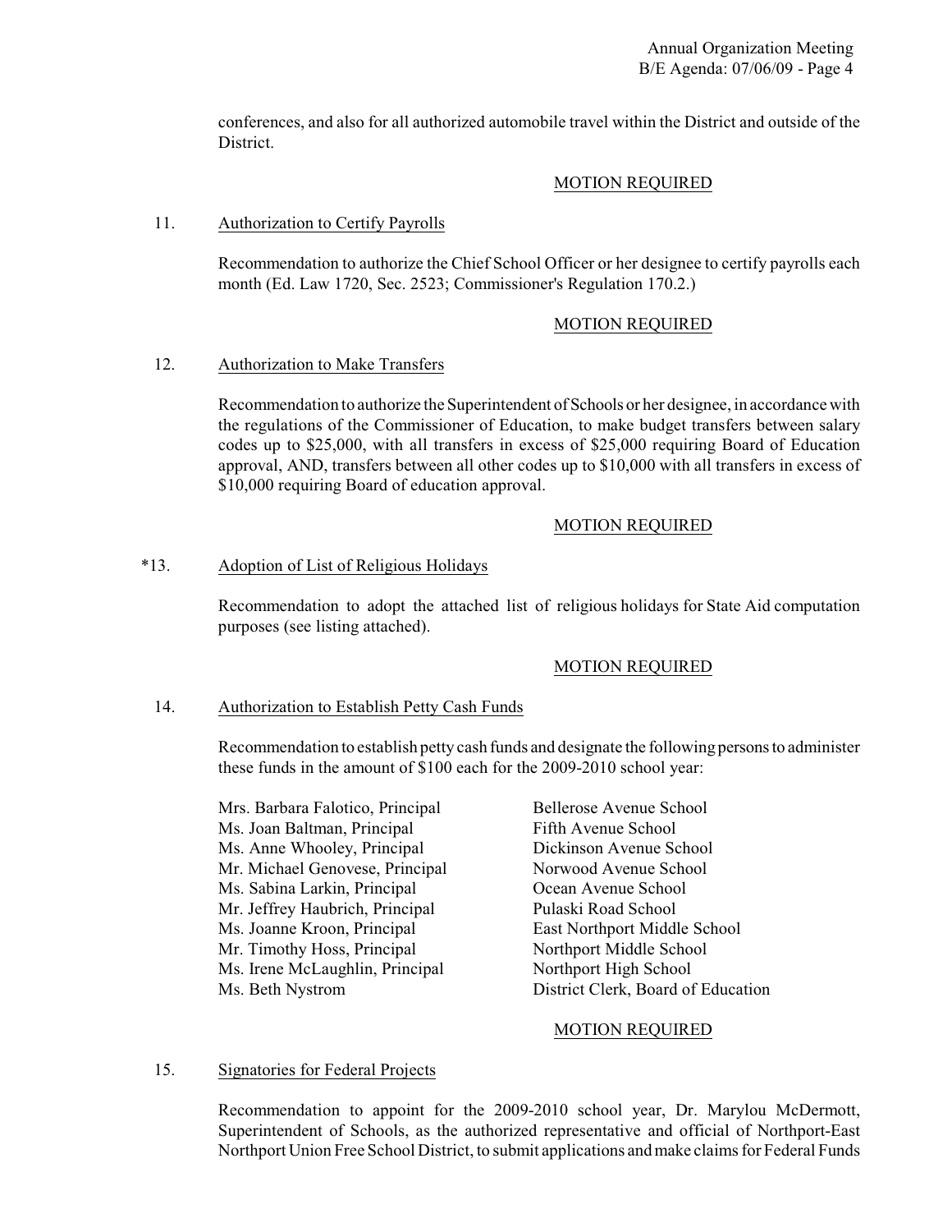conferences, and also for all authorized automobile travel within the District and outside of the District.

MOTION REQUIRED

11. Authorization to Certify Payrolls

Recommendation to authorize the Chief School Officer or her designee to certify payrolls each month (Ed. Law 1720, Sec. 2523; Commissioner's Regulation 170.2.)

MOTION REQUIRED

12. Authorization to Make Transfers

Recommendation to authorize the Superintendent of Schools or her designee, in accordance with the regulations of the Commissioner of Education, to make budget transfers between salary codes up to $25,000, with all transfers in excess of $25,000 requiring Board of Education approval, AND, transfers between all other codes up to $10,000 with all transfers in excess of $10,000 requiring Board of education approval.

MOTION REQUIRED

*13. Adoption of List of Religious Holidays

Recommendation to adopt the attached list of religious holidays for State Aid computation purposes (see listing attached).

MOTION REQUIRED

14. Authorization to Establish Petty Cash Funds

Recommendation to establish petty cash funds and designate the following persons to administer these funds in the amount of $100 each for the 2009-2010 school year:

| | |
|---|---|
| Mrs. Barbara Falotico, Principal | Bellerose Avenue School |
| Ms. Joan Baltman, Principal | Fifth Avenue School |
| Ms. Anne Whooley, Principal | Dickinson Avenue School |
| Mr. Michael Genovese, Principal | Norwood Avenue School |
| Ms. Sabina Larkin, Principal | Ocean Avenue School |
| Mr. Jeffrey Haubrich, Principal | Pulaski Road School |
| Ms. Joanne Kroon, Principal | East Northport Middle School |
| Mr. Timothy Hoss, Principal | Northport Middle School |
| Ms. Irene McLaughlin, Principal | Northport High School |
| Ms. Beth Nystrom | District Clerk, Board of Education |

MOTION REQUIRED

15. Signatories for Federal Projects

Recommendation to appoint for the 2009-2010 school year, Dr. Marylou McDermott, Superintendent of Schools, as the authorized representative and official of Northport-East Northport Union Free School District, to submit applications and make claims for Federal Funds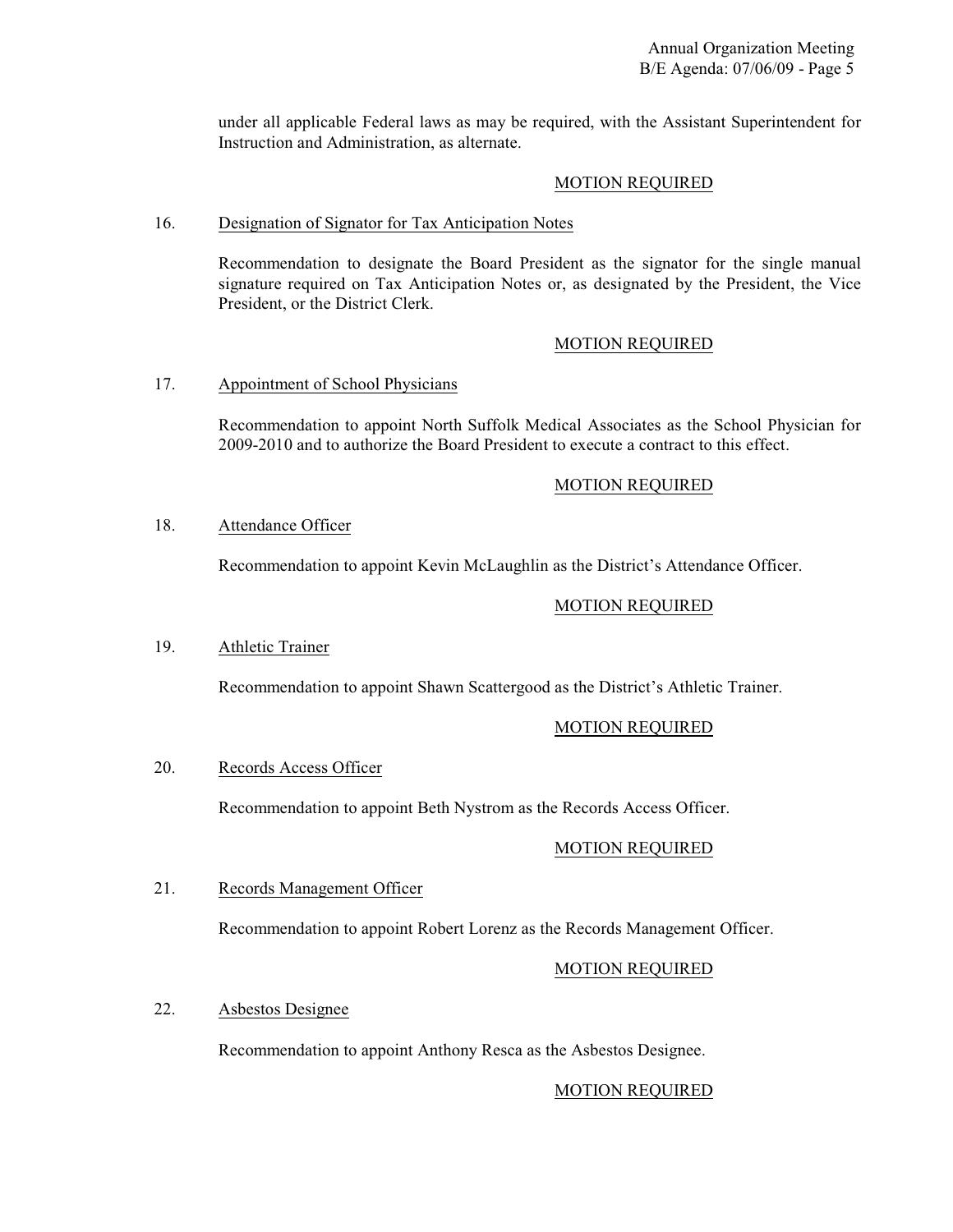under all applicable Federal laws as may be required, with the Assistant Superintendent for Instruction and Administration, as alternate.

MOTION REQUIRED

16. Designation of Signator for Tax Anticipation Notes

Recommendation to designate the Board President as the signator for the single manual signature required on Tax Anticipation Notes or, as designated by the President, the Vice President, or the District Clerk.

MOTION REQUIRED

17. Appointment of School Physicians

Recommendation to appoint North Suffolk Medical Associates as the School Physician for 2009-2010 and to authorize the Board President to execute a contract to this effect.

MOTION REQUIRED

18. Attendance Officer

Recommendation to appoint Kevin McLaughlin as the District's Attendance Officer.

MOTION REQUIRED

19. Athletic Trainer

Recommendation to appoint Shawn Scattergood as the District's Athletic Trainer.

MOTION REQUIRED

20. Records Access Officer

Recommendation to appoint Beth Nystrom as the Records Access Officer.

MOTION REQUIRED

21. Records Management Officer

Recommendation to appoint Robert Lorenz as the Records Management Officer.

MOTION REQUIRED

22. Asbestos Designee

Recommendation to appoint Anthony Resca as the Asbestos Designee.

MOTION REQUIRED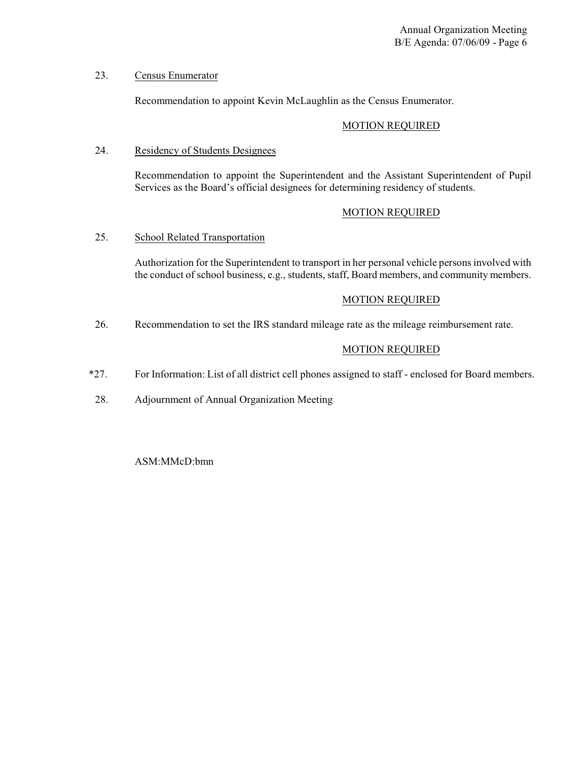23. <u>Census Enumerator</u>

    Recommendation to appoint Kevin McLaughlin as the Census Enumerator.

    <u>MOTION REQUIRED</u>

24. <u>Residency of Students Designees</u>

    Recommendation to appoint the Superintendent and the Assistant Superintendent of Pupil Services as the Board's official designees for determining residency of students.

    <u>MOTION REQUIRED</u>

25. <u>School Related Transportation</u>

    Authorization for the Superintendent to transport in her personal vehicle persons involved with the conduct of school business, e.g., students, staff, Board members, and community members.

    <u>MOTION REQUIRED</u>

26. Recommendation to set the IRS standard mileage rate as the mileage reimbursement rate.

    <u>MOTION REQUIRED</u>

*27. For Information: List of all district cell phones assigned to staff - enclosed for Board members.

28. Adjournment of Annual Organization Meeting

ASM:MMcD:bmn